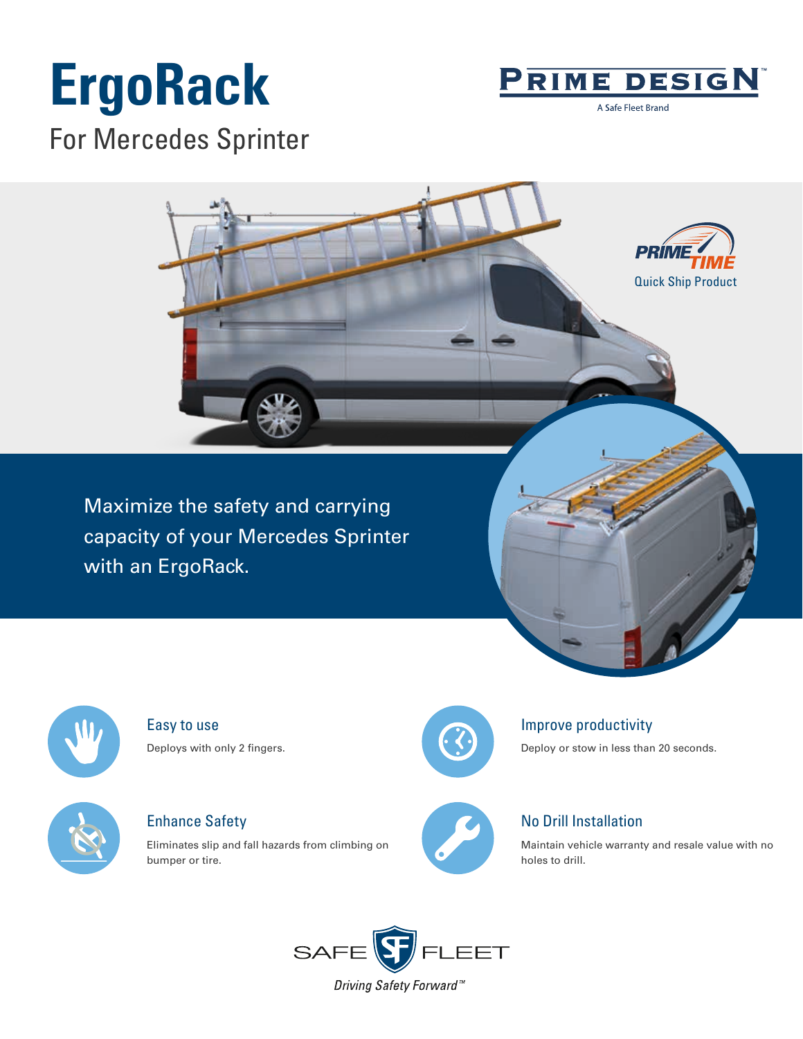# ErgoRack

## For Mercedes Sprinter

PRIME DESIGN
A Safe Fleet Brand

PRIME TIME
Quick Ship Product

Maximize the safety and carrying capacity of your Mercedes Sprinter with an ErgoRack.

### Easy to use

Deploys with only 2 fingers.

### Improve productivity

Deploy or stow in less than 20 seconds.

### Enhance Safety

Eliminates slip and fall hazards from climbing on bumper or tire.

### No Drill Installation

Maintain vehicle warranty and resale value with no holes to drill.

SAFE FLEET
*Driving Safety Forward™*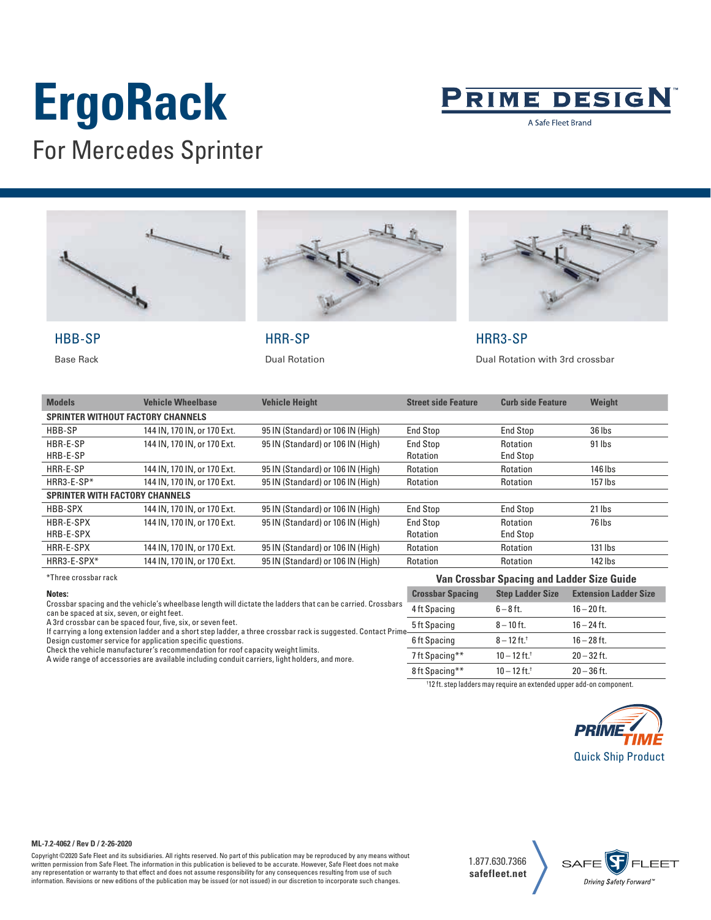# ErgoRack

## For Mercedes Sprinter

PRIME DESIGN

A Safe Fleet Brand

**HBB-SP**

Base Rack

**HRR-SP**

Dual Rotation

**HRR3-SP**

Dual Rotation with 3rd crossbar

| Models | Vehicle Wheelbase | Vehicle Height | Street side Feature | Curb side Feature | Weight |
|---|---|---|---|---|---|
| **SPRINTER WITHOUT FACTORY CHANNELS** | | | | | |
| HBB-SP | 144 IN, 170 IN, or 170 Ext. | 95 IN (Standard) or 106 IN (High) | End Stop | End Stop | 36 lbs |
| HBR-E-SP<br>HRB-E-SP | 144 IN, 170 IN, or 170 Ext. | 95 IN (Standard) or 106 IN (High) | End Stop<br>Rotation | Rotation<br>End Stop | 91 lbs |
| HRR-E-SP | 144 IN, 170 IN, or 170 Ext. | 95 IN (Standard) or 106 IN (High) | Rotation | Rotation | 146 lbs |
| HRR3-E-SP* | 144 IN, 170 IN, or 170 Ext. | 95 IN (Standard) or 106 IN (High) | Rotation | Rotation | 157 lbs |
| **SPRINTER WITH FACTORY CHANNELS** | | | | | |
| HBB-SPX | 144 IN, 170 IN, or 170 Ext. | 95 IN (Standard) or 106 IN (High) | End Stop | End Stop | 21 lbs |
| HBR-E-SPX<br>HRB-E-SPX | 144 IN, 170 IN, or 170 Ext. | 95 IN (Standard) or 106 IN (High) | End Stop<br>Rotation | Rotation<br>End Stop | 76 lbs |
| HRR-E-SPX | 144 IN, 170 IN, or 170 Ext. | 95 IN (Standard) or 106 IN (High) | Rotation | Rotation | 131 lbs |
| HRR3-E-SPX* | 144 IN, 170 IN, or 170 Ext. | 95 IN (Standard) or 106 IN (High) | Rotation | Rotation | 142 lbs |

*Three crossbar rack

**Notes:**

Crossbar spacing and the vehicle's wheelbase length will dictate the ladders that can be carried. Crossbars can be spaced at six, seven, or eight feet.
A 3rd crossbar can be spaced four, five, six, or seven feet.
If carrying a long extension ladder and a short step ladder, a three crossbar rack is suggested. Contact Prime Design customer service for application specific questions.
Check the vehicle manufacturer's recommendation for roof capacity weight limits.
A wide range of accessories are available including conduit carriers, light holders, and more.

### Van Crossbar Spacing and Ladder Size Guide

| Crossbar Spacing | Step Ladder Size | Extension Ladder Size |
|---|---|---|
| 4 ft Spacing | 6 – 8 ft. | 16 – 20 ft. |
| 5 ft Spacing | 8 – 10 ft. | 16 – 24 ft. |
| 6 ft Spacing | 8 – 12 ft.† | 16 – 28 ft. |
| 7 ft Spacing** | 10 – 12 ft.† | 20 – 32 ft. |
| 8 ft Spacing** | 10 – 12 ft.† | 20 – 36 ft. |

†12 ft. step ladders may require an extended upper add-on component.

PRIME TIME

Quick Ship Product

**ML-7.2-4062 / Rev D / 2-26-2020**

Copyright ©2020 Safe Fleet and its subsidiaries. All rights reserved. No part of this publication may be reproduced by any means without written permission from Safe Fleet. The information in this publication is believed to be accurate. However, Safe Fleet does not make any representation or warranty to that effect and does not assume responsibility for any consequences resulting from use of such information. Revisions or new editions of the publication may be issued (or not issued) in our discretion to incorporate such changes.

1.877.630.7366
**safefleet.net**

SAFE FLEET

*Driving Safety Forward™*